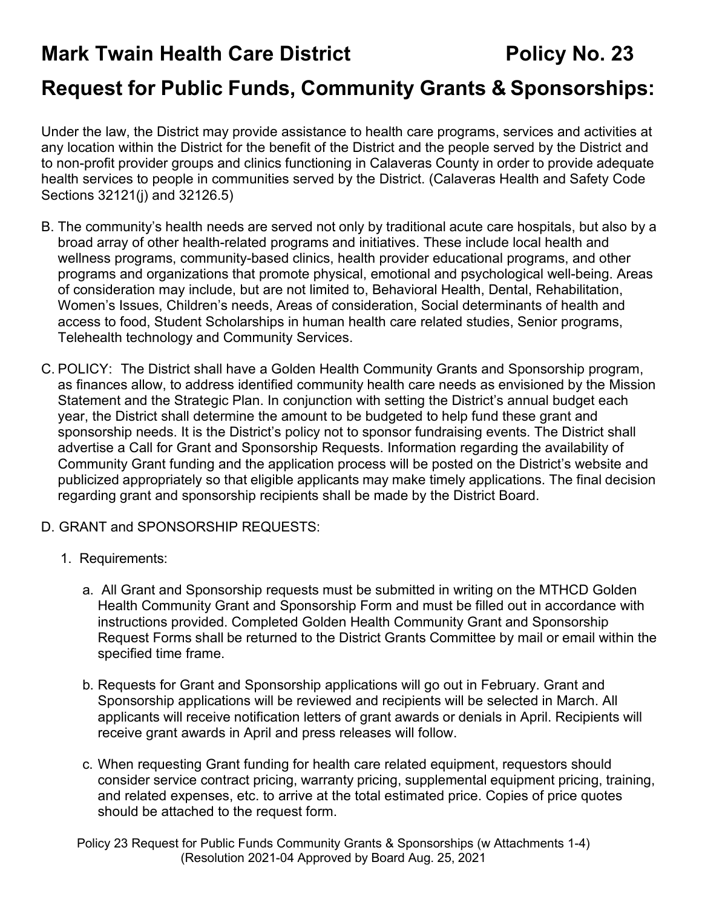# Mark Twain Health Care District Policy No. 23

## Request for Public Funds, Community Grants & Sponsorships:

Under the law, the District may provide assistance to health care programs, services and activities at any location within the District for the benefit of the District and the people served by the District and to non-profit provider groups and clinics functioning in Calaveras County in order to provide adequate health services to people in communities served by the District. (Calaveras Health and Safety Code Sections 32121(j) and 32126.5)

B. The community's health needs are served not only by traditional acute care hospitals, but also by a broad array of other health-related programs and initiatives. These include local health and wellness programs, community-based clinics, health provider educational programs, and other programs and organizations that promote physical, emotional and psychological well-being. Areas of consideration may include, but are not limited to, Behavioral Health, Dental, Rehabilitation, Women's Issues, Children's needs, Areas of consideration, Social determinants of health and access to food, Student Scholarships in human health care related studies, Senior programs, Telehealth technology and Community Services.

C. POLICY: The District shall have a Golden Health Community Grants and Sponsorship program, as finances allow, to address identified community health care needs as envisioned by the Mission Statement and the Strategic Plan. In conjunction with setting the District's annual budget each year, the District shall determine the amount to be budgeted to help fund these grant and sponsorship needs. It is the District's policy not to sponsor fundraising events. The District shall advertise a Call for Grant and Sponsorship Requests. Information regarding the availability of Community Grant funding and the application process will be posted on the District's website and publicized appropriately so that eligible applicants may make timely applications. The final decision regarding grant and sponsorship recipients shall be made by the District Board.

D. GRANT and SPONSORSHIP REQUESTS:

1. Requirements:

   a. All Grant and Sponsorship requests must be submitted in writing on the MTHCD Golden Health Community Grant and Sponsorship Form and must be filled out in accordance with instructions provided. Completed Golden Health Community Grant and Sponsorship Request Forms shall be returned to the District Grants Committee by mail or email within the specified time frame.

   b. Requests for Grant and Sponsorship applications will go out in February. Grant and Sponsorship applications will be reviewed and recipients will be selected in March. All applicants will receive notification letters of grant awards or denials in April. Recipients will receive grant awards in April and press releases will follow.

   c. When requesting Grant funding for health care related equipment, requestors should consider service contract pricing, warranty pricing, supplemental equipment pricing, training, and related expenses, etc. to arrive at the total estimated price. Copies of price quotes should be attached to the request form.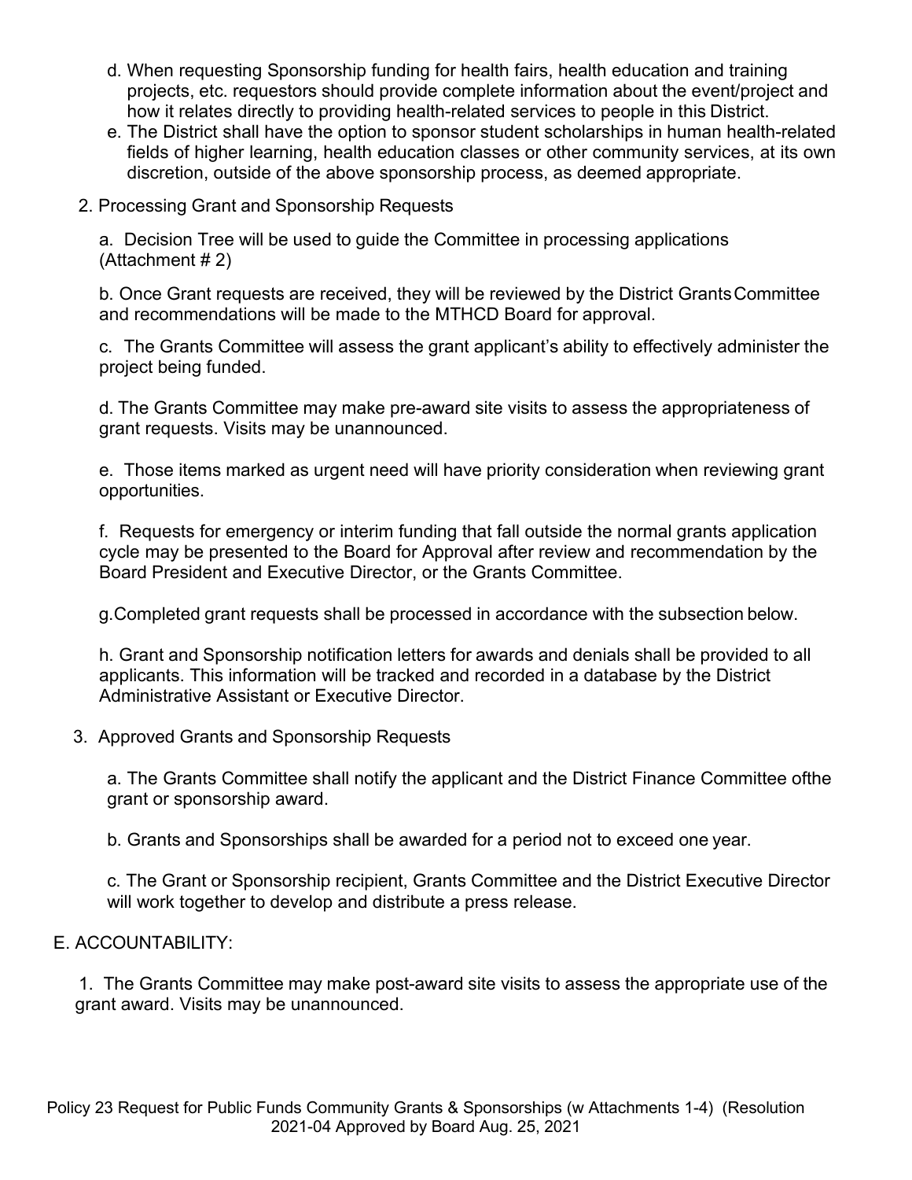d. When requesting Sponsorship funding for health fairs, health education and training projects, etc. requestors should provide complete information about the event/project and how it relates directly to providing health-related services to people in this District.

e. The District shall have the option to sponsor student scholarships in human health-related fields of higher learning, health education classes or other community services, at its own discretion, outside of the above sponsorship process, as deemed appropriate.

2. Processing Grant and Sponsorship Requests

a. Decision Tree will be used to guide the Committee in processing applications (Attachment # 2)

b. Once Grant requests are received, they will be reviewed by the District Grants Committee and recommendations will be made to the MTHCD Board for approval.

c. The Grants Committee will assess the grant applicant's ability to effectively administer the project being funded.

d. The Grants Committee may make pre-award site visits to assess the appropriateness of grant requests. Visits may be unannounced.

e. Those items marked as urgent need will have priority consideration when reviewing grant opportunities.

f. Requests for emergency or interim funding that fall outside the normal grants application cycle may be presented to the Board for Approval after review and recommendation by the Board President and Executive Director, or the Grants Committee.

g. Completed grant requests shall be processed in accordance with the subsection below.

h. Grant and Sponsorship notification letters for awards and denials shall be provided to all applicants. This information will be tracked and recorded in a database by the District Administrative Assistant or Executive Director.

3. Approved Grants and Sponsorship Requests

a. The Grants Committee shall notify the applicant and the District Finance Committee ofthe grant or sponsorship award.

b. Grants and Sponsorships shall be awarded for a period not to exceed one year.

c. The Grant or Sponsorship recipient, Grants Committee and the District Executive Director will work together to develop and distribute a press release.

## E. ACCOUNTABILITY:

1. The Grants Committee may make post-award site visits to assess the appropriate use of the grant award. Visits may be unannounced.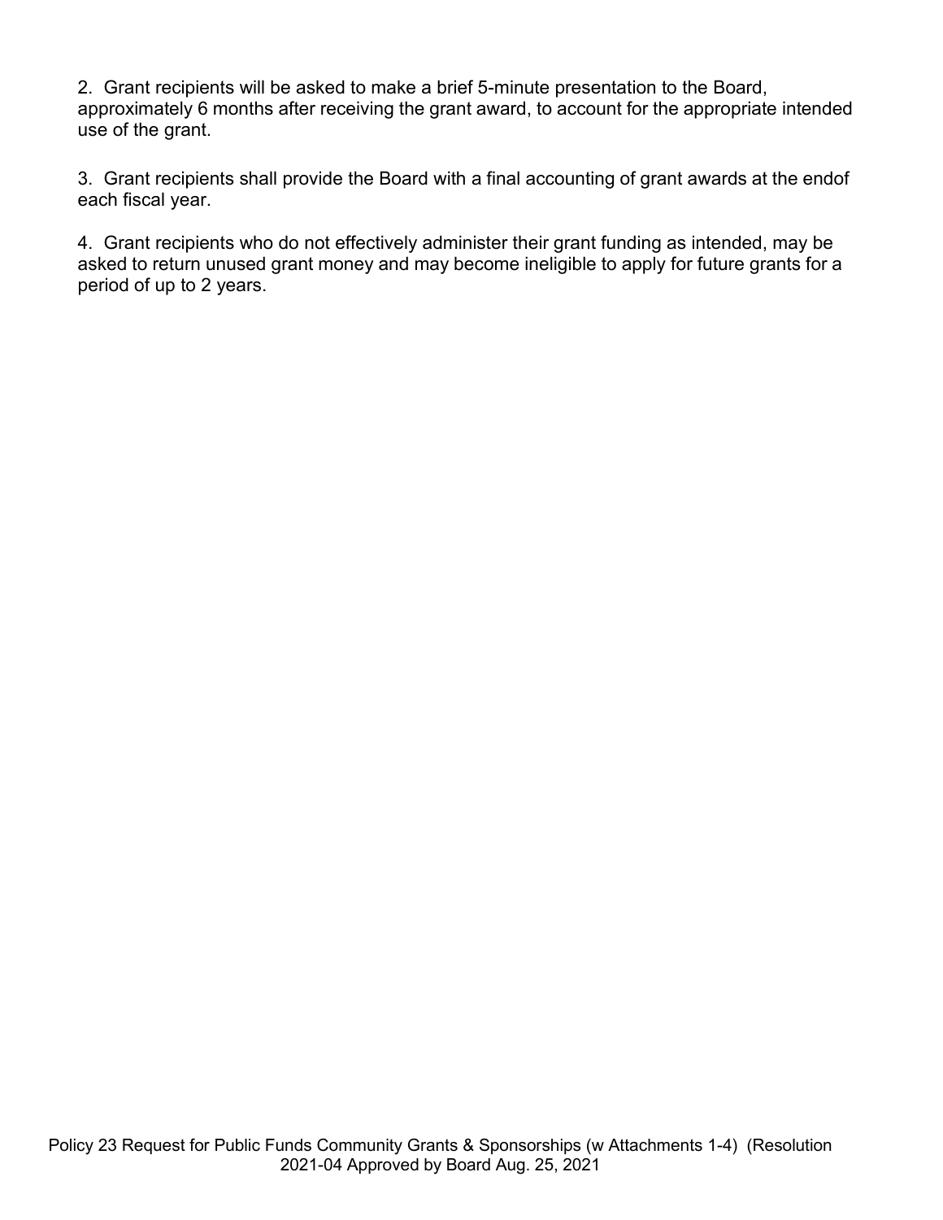2. Grant recipients will be asked to make a brief 5-minute presentation to the Board, approximately 6 months after receiving the grant award, to account for the appropriate intended use of the grant.

3. Grant recipients shall provide the Board with a final accounting of grant awards at the endof each fiscal year.

4. Grant recipients who do not effectively administer their grant funding as intended, may be asked to return unused grant money and may become ineligible to apply for future grants for a period of up to 2 years.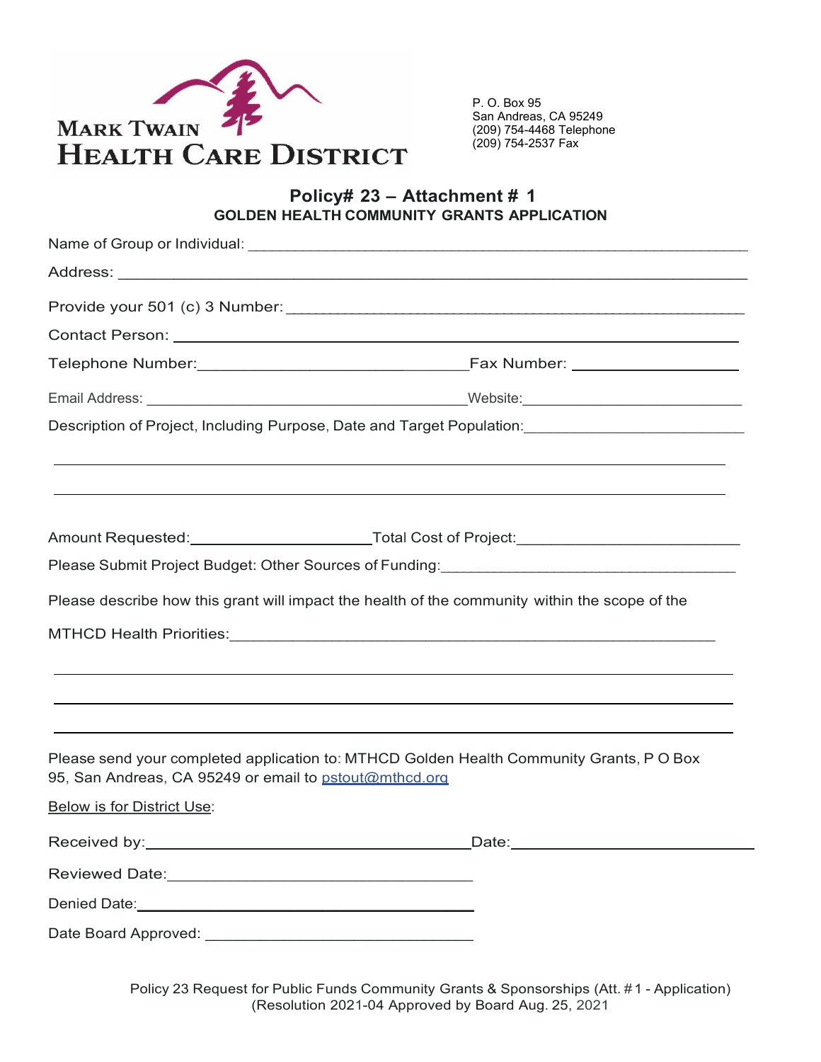MARK TWAIN
HEALTH CARE DISTRICT

P. O. Box 95
San Andreas, CA 95249
(209) 754-4468 Telephone
(209) 754-2537 Fax

## Policy# 23 – Attachment # 1
### GOLDEN HEALTH COMMUNITY GRANTS APPLICATION

Name of Group or Individual: ______________________________________________

Address: ______________________________________________

Provide your 501 (c) 3 Number: ______________________________________________

Contact Person: ______________________________________________

Telephone Number: ______________________________ Fax Number: ____________________

Email Address: ______________________________ Website: ____________________

Description of Project, Including Purpose, Date and Target Population: ____________________

______________________________________________

______________________________________________

Amount Requested: ____________________ Total Cost of Project: ____________________

Please Submit Project Budget: Other Sources of Funding: ____________________

Please describe how this grant will impact the health of the community within the scope of the

MTHCD Health Priorities: ______________________________________________

______________________________________________

______________________________________________

______________________________________________

Please send your completed application to: MTHCD Golden Health Community Grants, P O Box 95, San Andreas, CA 95249 or email to pstout@mthcd.org

Below is for District Use:

Received by: ______________________________ Date: ____________________

Reviewed Date: ______________________________

Denied Date: ______________________________

Date Board Approved: ______________________________

Policy 23 Request for Public Funds Community Grants & Sponsorships (Att. #1 - Application)
(Resolution 2021-04 Approved by Board Aug. 25, 2021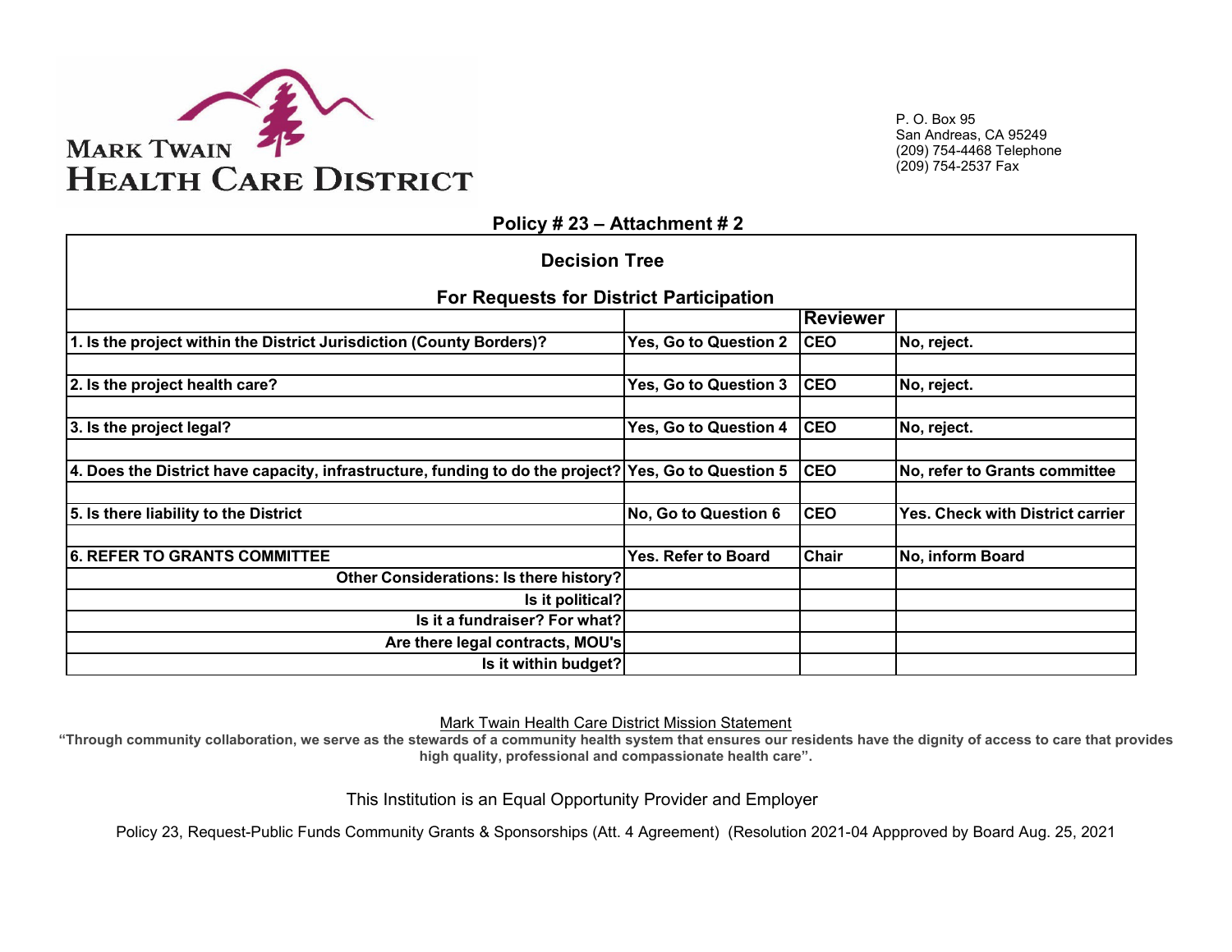MARK TWAIN
HEALTH CARE DISTRICT

P. O. Box 95
San Andreas, CA 95249
(209) 754-4468 Telephone
(209) 754-2537 Fax

## Policy # 23 – Attachment # 2

### Decision Tree

### For Requests for District Participation

| | | Reviewer | |
|---|---|---|---|
| **1. Is the project within the District Jurisdiction (County Borders)?** | **Yes, Go to Question 2** | **CEO** | **No, reject.** |
| | | | |
| **2. Is the project health care?** | **Yes, Go to Question 3** | **CEO** | **No, reject.** |
| | | | |
| **3. Is the project legal?** | **Yes, Go to Question 4** | **CEO** | **No, reject.** |
| | | | |
| **4. Does the District have capacity, infrastructure, funding to do the project?** | **Yes, Go to Question 5** | **CEO** | **No, refer to Grants committee** |
| | | | |
| **5. Is there liability to the District** | **No, Go to Question 6** | **CEO** | **Yes. Check with District carrier** |
| | | | |
| **6. REFER TO GRANTS COMMITTEE** | **Yes. Refer to Board** | **Chair** | **No, inform Board** |
| **Other Considerations: Is there history?** | | | |
| **Is it political?** | | | |
| **Is it a fundraiser? For what?** | | | |
| **Are there legal contracts, MOU's** | | | |
| **Is it within budget?** | | | |

Mark Twain Health Care District Mission Statement

**"Through community collaboration, we serve as the stewards of a community health system that ensures our residents have the dignity of access to care that provides high quality, professional and compassionate health care".**

This Institution is an Equal Opportunity Provider and Employer

Policy 23, Request-Public Funds Community Grants & Sponsorships (Att. 4 Agreement) (Resolution 2021-04 Appproved by Board Aug. 25, 2021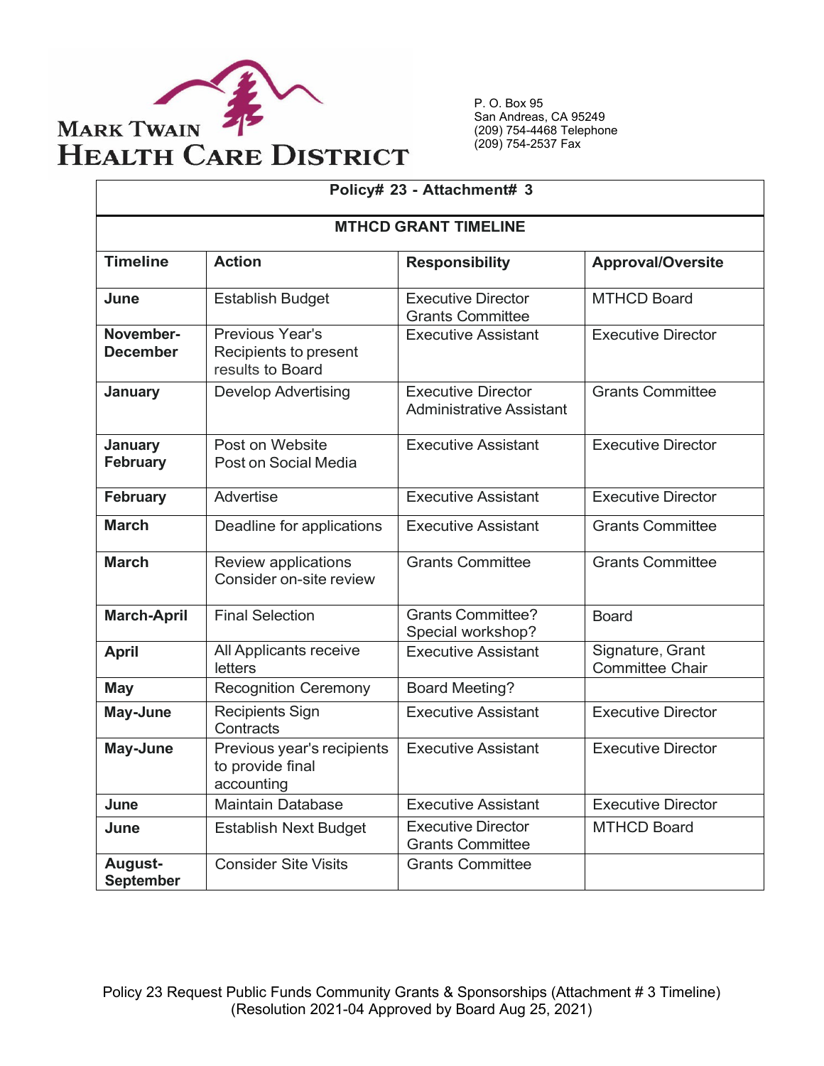# MARK TWAIN HEALTH CARE DISTRICT

P. O. Box 95
San Andreas, CA 95249
(209) 754-4468 Telephone
(209) 754-2537 Fax

## Policy# 23 - Attachment# 3

### MTHCD GRANT TIMELINE

| Timeline | Action | Responsibility | Approval/Oversite |
|---|---|---|---|
| **June** | Establish Budget | Executive Director<br>Grants Committee | MTHCD Board |
| **November-December** | Previous Year's Recipients to present results to Board | Executive Assistant | Executive Director |
| **January** | Develop Advertising | Executive Director<br>Administrative Assistant | Grants Committee |
| **January<br>February** | Post on Website<br>Post on Social Media | Executive Assistant | Executive Director |
| **February** | Advertise | Executive Assistant | Executive Director |
| **March** | Deadline for applications | Executive Assistant | Grants Committee |
| **March** | Review applications<br>Consider on-site review | Grants Committee | Grants Committee |
| **March-April** | Final Selection | Grants Committee?<br>Special workshop? | Board |
| **April** | All Applicants receive letters | Executive Assistant | Signature, Grant Committee Chair |
| **May** | Recognition Ceremony | Board Meeting? | |
| **May-June** | Recipients Sign Contracts | Executive Assistant | Executive Director |
| **May-June** | Previous year's recipients to provide final accounting | Executive Assistant | Executive Director |
| **June** | Maintain Database | Executive Assistant | Executive Director |
| **June** | Establish Next Budget | Executive Director<br>Grants Committee | MTHCD Board |
| **August-September** | Consider Site Visits | Grants Committee | |

Policy 23 Request Public Funds Community Grants & Sponsorships (Attachment # 3 Timeline)
(Resolution 2021-04 Approved by Board Aug 25, 2021)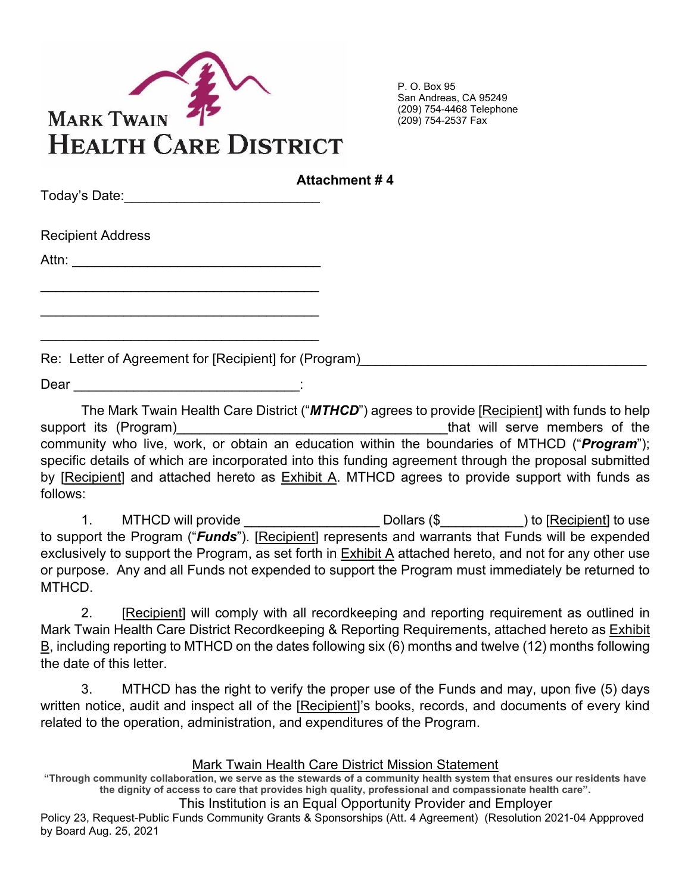# MARK TWAIN HEALTH CARE DISTRICT

P. O. Box 95
San Andreas, CA 95249
(209) 754-4468 Telephone
(209) 754-2537 Fax

**Attachment # 4**

Today's Date:_________________________

Recipient Address

Attn: ________________________________

_____________________________________

_____________________________________

_____________________________________

Re: Letter of Agreement for [Recipient] for (Program)_____________________________________

Dear ______________________________:

The Mark Twain Health Care District ("***MTHCD***") agrees to provide [Recipient] with funds to help support its (Program)___________________________________that will serve members of the community who live, work, or obtain an education within the boundaries of MTHCD ("***Program***"); specific details of which are incorporated into this funding agreement through the proposal submitted by [Recipient] and attached hereto as Exhibit A. MTHCD agrees to provide support with funds as follows:

1. MTHCD will provide __________________ Dollars ($___________) to [Recipient] to use to support the Program ("***Funds***"). [Recipient] represents and warrants that Funds will be expended exclusively to support the Program, as set forth in Exhibit A attached hereto, and not for any other use or purpose. Any and all Funds not expended to support the Program must immediately be returned to MTHCD.

2. [Recipient] will comply with all recordkeeping and reporting requirement as outlined in Mark Twain Health Care District Recordkeeping & Reporting Requirements, attached hereto as Exhibit B, including reporting to MTHCD on the dates following six (6) months and twelve (12) months following the date of this letter.

3. MTHCD has the right to verify the proper use of the Funds and may, upon five (5) days written notice, audit and inspect all of the [Recipient]'s books, records, and documents of every kind related to the operation, administration, and expenditures of the Program.

Mark Twain Health Care District Mission Statement

**"Through community collaboration, we serve as the stewards of a community health system that ensures our residents have the dignity of access to care that provides high quality, professional and compassionate health care".**

This Institution is an Equal Opportunity Provider and Employer

Policy 23, Request-Public Funds Community Grants & Sponsorships (Att. 4 Agreement) (Resolution 2021-04 Appproved by Board Aug. 25, 2021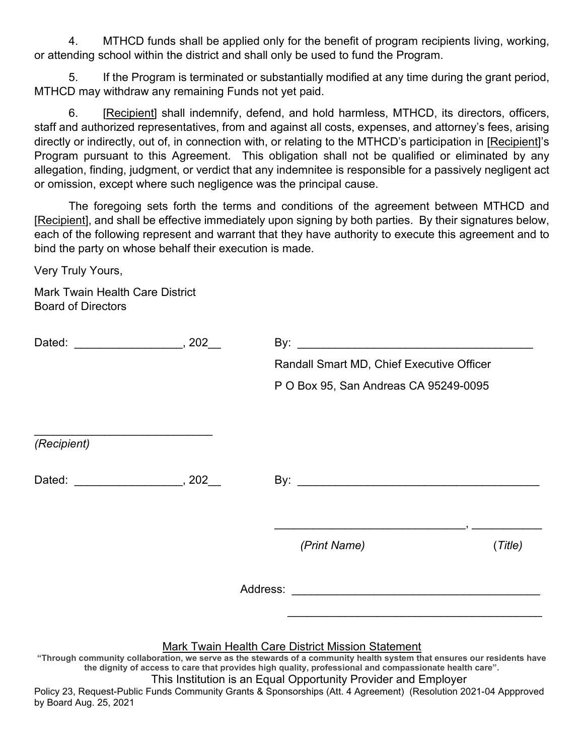4. MTHCD funds shall be applied only for the benefit of program recipients living, working, or attending school within the district and shall only be used to fund the Program.

5. If the Program is terminated or substantially modified at any time during the grant period, MTHCD may withdraw any remaining Funds not yet paid.

6. [Recipient] shall indemnify, defend, and hold harmless, MTHCD, its directors, officers, staff and authorized representatives, from and against all costs, expenses, and attorney's fees, arising directly or indirectly, out of, in connection with, or relating to the MTHCD's participation in [Recipient]'s Program pursuant to this Agreement. This obligation shall not be qualified or eliminated by any allegation, finding, judgment, or verdict that any indemnitee is responsible for a passively negligent act or omission, except where such negligence was the principal cause.

The foregoing sets forth the terms and conditions of the agreement between MTHCD and [Recipient], and shall be effective immediately upon signing by both parties. By their signatures below, each of the following represent and warrant that they have authority to execute this agreement and to bind the party on whose behalf their execution is made.

Very Truly Yours,

Mark Twain Health Care District
Board of Directors

Dated: _________________, 202__ By: ______________________________________

Randall Smart MD, Chief Executive Officer

P O Box 95, San Andreas CA 95249-0095

____________________________
*(Recipient)*

Dated: _________________, 202__ By: ______________________________________

______________________________, ___________

*(Print Name)* (*Title)*

Address: ______________________________________

______________________________________

Mark Twain Health Care District Mission Statement

**"Through community collaboration, we serve as the stewards of a community health system that ensures our residents have the dignity of access to care that provides high quality, professional and compassionate health care".**

This Institution is an Equal Opportunity Provider and Employer

Policy 23, Request-Public Funds Community Grants & Sponsorships (Att. 4 Agreement) (Resolution 2021-04 Appproved by Board Aug. 25, 2021